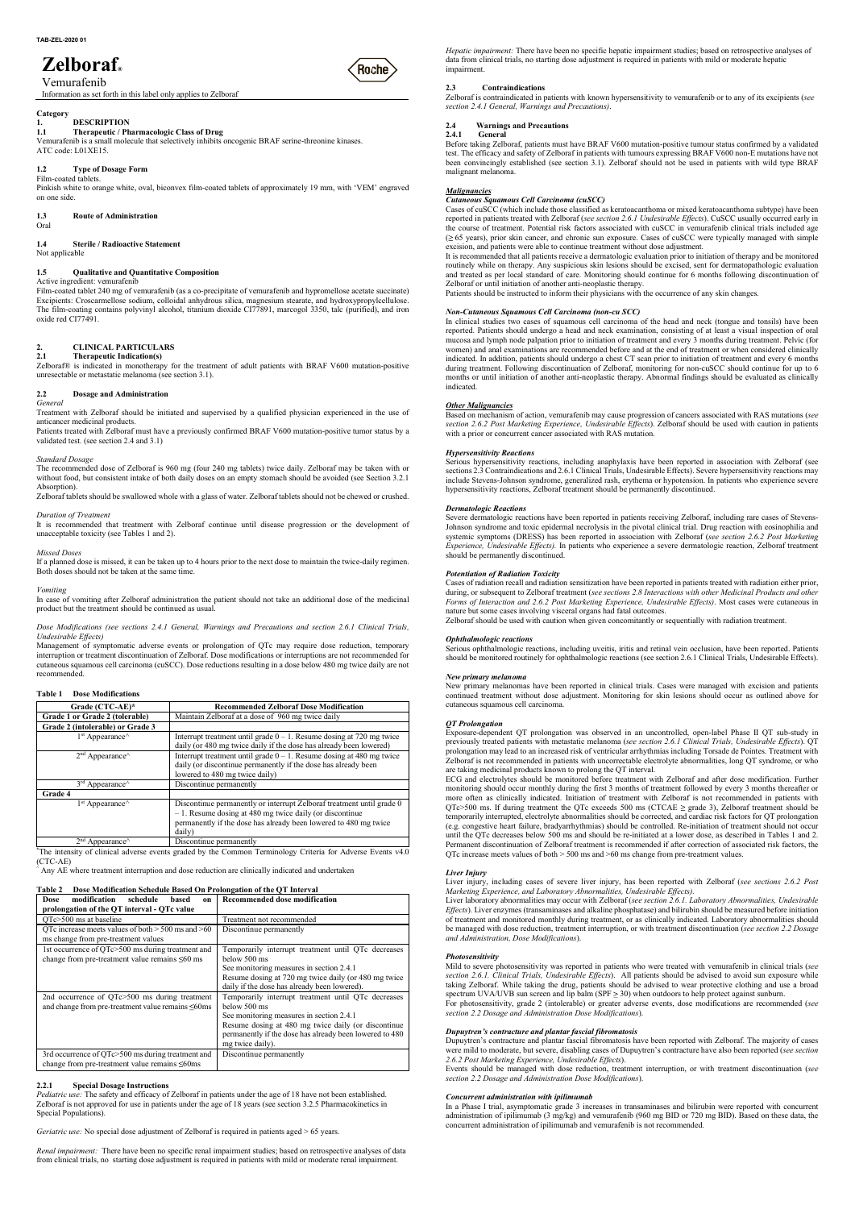TAB-ZEL-2020 01

# Zelboraf®

Vemurafenib

Information as set forth in this label only applies to Zelboraf

**Category**

## 1. DESCRIPTION

### 1.1 Therapeutic / Pharmacologic Class of Drug

Vemurafenib is a small molecule that selectively inhibits oncogenic BRAF serine-threonine kinases.
ATC code: L01XE15.

### 1.2 Type of Dosage Form

Film-coated tablets.
Pinkish white to orange white, oval, biconvex film-coated tablets of approximately 19 mm, with 'VEM' engraved on one side.

### 1.3 Route of Administration

Oral

### 1.4 Sterile / Radioactive Statement

Not applicable

### 1.5 Qualitative and Quantitative Composition

Active ingredient: vemurafenib
Film-coated tablet 240 mg of vemurafenib (as a co-precipitate of vemurafenib and hypromellose acetate succinate)
Excipients: Croscarmellose sodium, colloidal anhydrous silica, magnesium stearate, and hydroxypropylcellulose. The film-coating contains polyvinyl alcohol, titanium dioxide CI77891, macrogol 3350, talc (purified), and iron oxide red CI77491.

## 2. CLINICAL PARTICULARS

### 2.1 Therapeutic Indication(s)

Zelboraf® is indicated in monotherapy for the treatment of adult patients with BRAF V600 mutation-positive unresectable or metastatic melanoma (see section 3.1).

### 2.2 Dosage and Administration

*General*

Treatment with Zelboraf should be initiated and supervised by a qualified physician experienced in the use of anticancer medicinal products.
Patients treated with Zelboraf must have a previously confirmed BRAF V600 mutation-positive tumor status by a validated test. (see section 2.4 and 3.1)

*Standard Dosage*

The recommended dose of Zelboraf is 960 mg (four 240 mg tablets) twice daily. Zelboraf may be taken with or without food, but consistent intake of both daily doses on an empty stomach should be avoided (see Section 3.2.1 Absorption).
Zelboraf tablets should be swallowed whole with a glass of water. Zelboraf tablets should not be chewed or crushed.

*Duration of Treatment*

It is recommended that treatment with Zelboraf continue until disease progression or the development of unacceptable toxicity (see Tables 1 and 2).

*Missed Doses*

If a planned dose is missed, it can be taken up to 4 hours prior to the next dose to maintain the twice-daily regimen. Both doses should not be taken at the same time.

*Vomiting*

In case of vomiting after Zelboraf administration the patient should not take an additional dose of the medicinal product but the treatment should be continued as usual.

*Dose Modifications (see sections 2.4.1 General, Warnings and Precautions and section 2.6.1 Clinical Trials, Undesirable Effects)*

Management of symptomatic adverse events or prolongation of QTc may require dose reduction, temporary interruption or treatment discontinuation of Zelboraf. Dose modifications or interruptions are not recommended for cutaneous squamous cell carcinoma (cuSCC). Dose reductions resulting in a dose below 480 mg twice daily are not recommended.

**Table 1 Dose Modifications**

| Grade (CTC-AE)* | Recommended Zelboraf Dose Modification |
|---|---|
| **Grade 1 or Grade 2 (tolerable)** | Maintain Zelboraf at a dose of 960 mg twice daily |
| **Grade 2 (intolerable) or Grade 3** | |
| 1st Appearance^ | Interrupt treatment until grade 0 – 1. Resume dosing at 720 mg twice daily (or 480 mg twice daily if the dose has already been lowered) |
| 2nd Appearance^ | Interrupt treatment until grade 0 – 1. Resume dosing at 480 mg twice daily (or discontinue permanently if the dose has already been lowered to 480 mg twice daily) |
| 3rd Appearance^ | Discontinue permanently |
| **Grade 4** | |
| 1st Appearance^ | Discontinue permanently or interrupt Zelboraf treatment until grade 0 – 1. Resume dosing at 480 mg twice daily (or discontinue permanently if the dose has already been lowered to 480 mg twice daily) |
| 2nd Appearance^ | Discontinue permanently |

*The intensity of clinical adverse events graded by the Common Terminology Criteria for Adverse Events v4.0 (CTC-AE)
^ Any AE where treatment interruption and dose reduction are clinically indicated and undertaken

**Table 2 Dose Modification Schedule Based On Prolongation of the QT Interval**

| Dose modification schedule based on prolongation of the QT interval - QTc value | Recommended dose modification |
|---|---|
| QTc>500 ms at baseline | Treatment not recommended |
| QTc increase meets values of both > 500 ms and >60 ms change from pre-treatment values | Discontinue permanently |
| 1st occurrence of QTc>500 ms during treatment and change from pre-treatment value remains ≤60 ms | Temporarily interrupt treatment until QTc decreases below 500 ms<br>See monitoring measures in section 2.4.1<br>Resume dosing at 720 mg twice daily (or 480 mg twice daily if the dose has already been lowered). |
| 2nd occurrence of QTc>500 ms during treatment and change from pre-treatment value remains ≤60ms | Temporarily interrupt treatment until QTc decreases below 500 ms<br>See monitoring measures in section 2.4.1<br>Resume dosing at 480 mg twice daily (or discontinue permanently if the dose has already been lowered to 480 mg twice daily). |
| 3rd occurrence of QTc>500 ms during treatment and change from pre-treatment value remains ≤60ms | Discontinue permanently |

#### 2.2.1 Special Dosage Instructions

*Pediatric use:* The safety and efficacy of Zelboraf in patients under the age of 18 have not been established. Zelboraf is not approved for use in patients under the age of 18 years (see section 3.2.5 Pharmacokinetics in Special Populations).

*Geriatric use:* No special dose adjustment of Zelboraf is required in patients aged > 65 years.

*Renal impairment:* There have been no specific renal impairment studies; based on retrospective analyses of data from clinical trials, no starting dose adjustment is required in patients with mild or moderate renal impairment.

*Hepatic impairment:* There have been no specific hepatic impairment studies; based on retrospective analyses of data from clinical trials, no starting dose adjustment is required in patients with mild or moderate hepatic impairment.

### 2.3 Contraindications

Zelboraf is contraindicated in patients with known hypersensitivity to vemurafenib or to any of its excipients (*see section 2.4.1 General, Warnings and Precautions)*.

### 2.4 Warnings and Precautions

#### 2.4.1 General

Before taking Zelboraf, patients must have BRAF V600 mutation-positive tumour status confirmed by a validated test. The efficacy and safety of Zelboraf in patients with tumours expressing BRAF V600 non-E mutations have not been convincingly established (see section 3.1). Zelboraf should not be used in patients with wild type BRAF malignant melanoma.

*Malignancies*

*Cutaneous Squamous Cell Carcinoma (cuSCC)*

Cases of cuSCC (which include those classified as keratoacanthoma or mixed keratoacanthoma subtype) have been reported in patients treated with Zelboraf (*see section 2.6.1 Undesirable Effects*). CuSCC usually occurred early in the course of treatment. Potential risk factors associated with cuSCC in vemurafenib clinical trials included age (≥ 65 years), prior skin cancer, and chronic sun exposure. Cases of cuSCC were typically managed with simple excision, and patients were able to continue treatment without dose adjustment.

It is recommended that all patients receive a dermatologic evaluation prior to initiation of therapy and be monitored routinely while on therapy. Any suspicious skin lesions should be excised, sent for dermatopathologic evaluation and treated as per local standard of care. Monitoring should continue for 6 months following discontinuation of Zelboraf or until initiation of another anti-neoplastic therapy.

Patients should be instructed to inform their physicians with the occurrence of any skin changes.

*Non-Cutaneous Squamous Cell Carcinoma (non-cu SCC)*

In clinical studies two cases of squamous cell carcinoma of the head and neck (tongue and tonsils) have been reported. Patients should undergo a head and neck examination, consisting of at least a visual inspection of oral mucosa and lymph node palpation prior to initiation of treatment and every 3 months during treatment. Pelvic (for women) and anal examinations are recommended before and at the end of treatment or when considered clinically indicated. In addition, patients should undergo a chest CT scan prior to initiation of treatment and every 6 months during treatment. Following discontinuation of Zelboraf, monitoring for non-cuSCC should continue for up to 6 months or until initiation of another anti-neoplastic therapy. Abnormal findings should be evaluated as clinically indicated.

*Other Malignancies*

Based on mechanism of action, vemurafenib may cause progression of cancers associated with RAS mutations (*see section 2.6.2 Post Marketing Experience, Undesirable Effects*). Zelboraf should be used with caution in patients with a prior or concurrent cancer associated with RAS mutation.

*Hypersensitivity Reactions*

Serious hypersensitivity reactions, including anaphylaxis have been reported in association with Zelboraf (see sections 2.3 Contraindications and 2.6.1 Clinical Trials, Undesirable Effects). Severe hypersensitivity reactions may include Stevens-Johnson syndrome, generalized rash, erythema or hypotension. In patients who experience severe hypersensitivity reactions, Zelboraf treatment should be permanently discontinued.

*Dermatologic Reactions*

Severe dermatologic reactions have been reported in patients receiving Zelboraf, including rare cases of Stevens-Johnson syndrome and toxic epidermal necrolysis in the pivotal clinical trial. Drug reaction with eosinophilia and systemic symptoms (DRESS) has been reported in association with Zelboraf (*see section 2.6.2 Post Marketing Experience, Undesirable Effects).* In patients who experience a severe dermatologic reaction, Zelboraf treatment should be permanently discontinued.

*Potentiation of Radiation Toxicity*

Cases of radiation recall and radiation sensitization have been reported in patients treated with radiation either prior, during, or subsequent to Zelboraf treatment (*see sections 2.8 Interactions with other Medicinal Products and other Forms of Interaction and 2.6.2 Post Marketing Experience, Undesirable Effects*). Most cases were cutaneous in nature but some cases involving visceral organs had fatal outcomes.

Zelboraf should be used with caution when given concomitantly or sequentially with radiation treatment.

*Ophthalmologic reactions*

Serious ophthalmologic reactions, including uveitis, iritis and retinal vein occlusion, have been reported. Patients should be monitored routinely for ophthalmologic reactions (see section 2.6.1 Clinical Trials, Undesirable Effects).

*New primary melanoma*

New primary melanomas have been reported in clinical trials. Cases were managed with excision and patients continued treatment without dose adjustment. Monitoring for skin lesions should occur as outlined above for cutaneous squamous cell carcinoma.

*QT Prolongation*

Exposure-dependent QT prolongation was observed in an uncontrolled, open-label Phase II QT sub-study in previously treated patients with metastatic melanoma (*see section 2.6.1 Clinical Trials, Undesirable Effects*). QT prolongation may lead to an increased risk of ventricular arrhythmias including Torsade de Pointes. Treatment with Zelboraf is not recommended in patients with uncorrectable electrolyte abnormalities, long QT syndrome, or who are taking medicinal products known to prolong the QT interval.

ECG and electrolytes should be monitored before treatment with Zelboraf and after dose modification. Further monitoring should occur monthly during the first 3 months of treatment followed by every 3 months thereafter or more often as clinically indicated. Initiation of treatment with Zelboraf is not recommended in patients with QTc>500 ms. If during treatment the QTc exceeds 500 ms (CTCAE ≥ grade 3), Zelboraf treatment should be temporarily interrupted, electrolyte abnormalities should be corrected, and cardiac risk factors for QT prolongation (e.g. congestive heart failure, bradyarrhythmias) should be controlled. Re-initiation of treatment should not occur until the QTc decreases below 500 ms and should be re-initiated at a lower dose, as described in Tables 1 and 2. Permanent discontinuation of Zelboraf treatment is recommended if after correction of associated risk factors, the QTc increase meets values of both > 500 ms and >60 ms change from pre-treatment values.

*Liver Injury*

Liver injury, including cases of severe liver injury, has been reported with Zelboraf (*see sections 2.6.2 Post Marketing Experience, and Laboratory Abnormalities, Undesirable Effects)*.

Liver laboratory abnormalities may occur with Zelboraf (*see section 2.6.1. Laboratory Abnormalities, Undesirable Effects*). Liver enzymes (transaminases and alkaline phosphatase) and bilirubin should be measured before initiation of treatment and monitored monthly during treatment, or as clinically indicated. Laboratory abnormalities should be managed with dose reduction, treatment interruption, or with treatment discontinuation (*see section 2.2 Dosage and Administration, Dose Modifications*).

*Photosensitivity*

Mild to severe photosensitivity was reported in patients who were treated with vemurafenib in clinical trials (*see section 2.6.1. Clinical Trials, Undesirable Effects*). All patients should be advised to avoid sun exposure while taking Zelboraf. While taking the drug, patients should be advised to wear protective clothing and use a broad spectrum UVA/UVB sun screen and lip balm (SPF ≥ 30) when outdoors to help protect against sunburn.

For photosensitivity, grade 2 (intolerable) or greater adverse events, dose modifications are recommended (*see section 2.2 Dosage and Administration Dose Modifications*).

*Dupuytren's contracture and plantar fascial fibromatosis*

Dupuytren's contracture and plantar fascial fibromatosis have been reported with Zelboraf. The majority of cases were mild to moderate, but severe, disabling cases of Dupuytren's contracture have also been reported (*see section 2.6.2 Post Marketing Experience, Undesirable Effects*).

Events should be managed with dose reduction, treatment interruption, or with treatment discontinuation (*see section 2.2 Dosage and Administration Dose Modifications*).

*Concurrent administration with ipilimumab*

In a Phase I trial, asymptomatic grade 3 increases in transaminases and bilirubin were reported with concurrent administration of ipilimumab (3 mg/kg) and vemurafenib (960 mg BID or 720 mg BID). Based on these data, the concurrent administration of ipilimumab and vemurafenib is not recommended.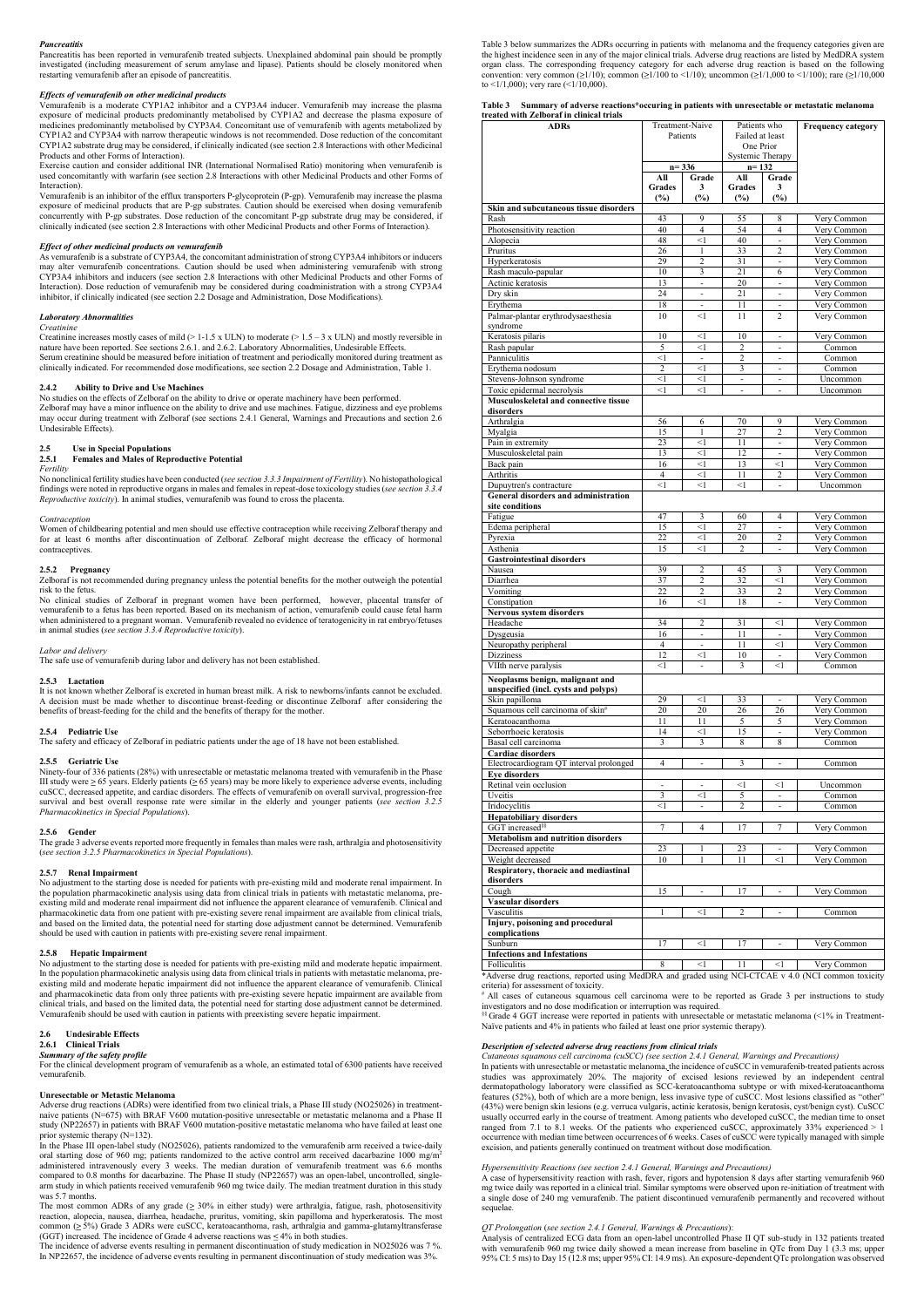### *Pancreatitis*

Pancreatitis has been reported in vemurafenib treated subjects. Unexplained abdominal pain should be promptly investigated (including measurement of serum amylase and lipase). Patients should be closely monitored when restarting vemurafenib after an episode of pancreatitis.

### *Effects of vemurafenib on other medicinal products*

Vemurafenib is a moderate CYP1A2 inhibitor and a CYP3A4 inducer. Vemurafenib may increase the plasma exposure of medicinal products predominantly metabolised by CYP1A2 and decrease the plasma exposure of medicines predominantly metabolised by CYP3A4. Concomitant use of vemurafenib with agents metabolized by CYP1A2 and CYP3A4 with narrow therapeutic windows is not recommended. Dose reduction of the concomitant CYP1A2 substrate drug may be considered, if clinically indicated (see section 2.8 Interactions with other Medicinal Products and other Forms of Interaction).

Exercise caution and consider additional INR (International Normalised Ratio) monitoring when vemurafenib is used concomitantly with warfarin (see section 2.8 Interactions with other Medicinal Products and other Forms of Interaction).

Vemurafenib is an inhibitor of the efflux transporters P-glycoprotein (P-gp). Vemurafenib may increase the plasma exposure of medicinal products that are P-gp substrates. Caution should be exercised when dosing vemurafenib concurrently with P-gp substrates. Dose reduction of the concomitant P-gp substrate drug may be considered, if clinically indicated (see section 2.8 Interactions with other Medicinal Products and other Forms of Interaction).

### *Effect of other medicinal products on vemurafenib*

As vemurafenib is a substrate of CYP3A4, the concomitant administration of strong CYP3A4 inhibitors or inducers may alter vemurafenib concentrations. Caution should be used when administering vemurafenib with strong CYP3A4 inhibitors and inducers (see section 2.8 Interactions with other Medicinal Products and other Forms of Interaction). Dose reduction of vemurafenib may be considered during coadministration with a strong CYP3A4 inhibitor, if clinically indicated (see section 2.2 Dosage and Administration, Dose Modifications).

### *Laboratory Abnormalities*

*Creatinine*

Creatinine increases mostly cases of mild (> 1-1.5 x ULN) to moderate (> 1.5 – 3 x ULN) and mostly reversible in nature have been reported. See sections 2.6.1. and 2.6.2. Laboratory Abnormalities, Undesirable Effects.
Serum creatinine should be measured before initiation of treatment and periodically monitored during treatment as clinically indicated. For recommended dose modifications, see section 2.2 Dosage and Administration, Table 1.

### 2.4.2 Ability to Drive and Use Machines

No studies on the effects of Zelboraf on the ability to drive or operate machinery have been performed.
Zelboraf may have a minor influence on the ability to drive and use machines. Fatigue, dizziness and eye problems may occur during treatment with Zelboraf (see sections 2.4.1 General, Warnings and Precautions and section 2.6 Undesirable Effects).

## 2.5 Use in Special Populations

### 2.5.1 Females and Males of Reproductive Potential

*Fertility*

No nonclinical fertility studies have been conducted (*see section 3.3.3 Impairment of Fertility*). No histopathological findings were noted in reproductive organs in males and females in repeat-dose toxicology studies (*see section 3.3.4 Reproductive toxicity*). In animal studies, vemurafenib was found to cross the placenta.

*Contraception*

Women of childbearing potential and men should use effective contraception while receiving Zelboraf therapy and for at least 6 months after discontinuation of Zelboraf. Zelboraf might decrease the efficacy of hormonal contraceptives.

### 2.5.2 Pregnancy

Zelboraf is not recommended during pregnancy unless the potential benefits for the mother outweigh the potential risk to the fetus.

No clinical studies of Zelboraf in pregnant women have been performed, however, placental transfer of vemurafenib to a fetus has been reported. Based on its mechanism of action, vemurafenib could cause fetal harm when administered to a pregnant woman. Vemurafenib revealed no evidence of teratogenicity in rat embryo/fetuses in animal studies (*see section 3.3.4 Reproductive toxicity*).

*Labor and delivery*

The safe use of vemurafenib during labor and delivery has not been established.

### 2.5.3 Lactation

It is not known whether Zelboraf is excreted in human breast milk. A risk to newborns/infants cannot be excluded. A decision must be made whether to discontinue breast-feeding or discontinue Zelboraf after considering the benefits of breast-feeding for the child and the benefits of therapy for the mother.

### 2.5.4 Pediatric Use

The safety and efficacy of Zelboraf in pediatric patients under the age of 18 have not been established.

### 2.5.5 Geriatric Use

Ninety-four of 336 patients (28%) with unresectable or metastatic melanoma treated with vemurafenib in the Phase III study were ≥ 65 years. Elderly patients (≥ 65 years) may be more likely to experience adverse events, including cuSCC, decreased appetite, and cardiac disorders. The effects of vemurafenib on overall survival, progression-free survival and best overall response rate were similar in the elderly and younger patients (*see section 3.2.5 Pharmacokinetics in Special Populations*).

### 2.5.6 Gender

The grade 3 adverse events reported more frequently in females than males were rash, arthralgia and photosensitivity (*see section 3.2.5 Pharmacokinetics in Special Populations*).

### 2.5.7 Renal Impairment

No adjustment to the starting dose is needed for patients with pre-existing mild and moderate renal impairment. In the population pharmacokinetic analysis using data from clinical trials in patients with metastatic melanoma, pre-existing mild and moderate renal impairment did not influence the apparent clearance of vemurafenib. Clinical and pharmacokinetic data from one patient with pre-existing severe renal impairment are available from clinical trials, and based on the limited data, the potential need for starting dose adjustment cannot be determined. Vemurafenib should be used with caution in patients with pre-existing severe renal impairment.

### 2.5.8 Hepatic Impairment

No adjustment to the starting dose is needed for patients with pre-existing mild and moderate hepatic impairment. In the population pharmacokinetic analysis using data from clinical trials in patients with metastatic melanoma, pre-existing mild and moderate hepatic impairment did not influence the apparent clearance of vemurafenib. Clinical and pharmacokinetic data from only three patients with pre-existing severe hepatic impairment are available from clinical trials, and based on the limited data, the potential need for starting dose adjustment cannot be determined. Vemurafenib should be used with caution in patients with preexisting severe hepatic impairment.

## 2.6 Undesirable Effects

### 2.6.1 Clinical Trials

***Summary of the safety profile***

For the clinical development program of vemurafenib as a whole, an estimated total of 6300 patients have received vemurafenib.

**Unresectable or Metastatic Melanoma**

Adverse drug reactions (ADRs) were identified from two clinical trials, a Phase III study (NO25026) in treatment-naive patients (N=675) with BRAF V600 mutation-positive unresectable or metastatic melanoma and a Phase II study (NP22657) in patients with BRAF V600 mutation-positive metastatic melanoma who have failed at least one prior systemic therapy (N=132).

In the Phase III open-label study (NO25026), patients randomized to the vemurafenib arm received a twice-daily oral starting dose of 960 mg; patients randomized to the active control arm received dacarbazine 1000 mg/m² administered intravenously every 3 weeks. The median duration of vemurafenib treatment was 6.6 months compared to 0.8 months for dacarbazine. The Phase II study (NP22657) was an open-label, uncontrolled, single-arm study in which patients received vemurafenib 960 mg twice daily. The median treatment duration in this study was 5.7 months.

The most common ADRs of any grade (≥ 30% in either study) were arthralgia, fatigue, rash, photosensitivity reaction, alopecia, nausea, diarrhea, headache, pruritus, vomiting, skin papilloma and hyperkeratosis. The most common (≥ 5%) Grade 3 ADRs were cuSCC, keratoacanthoma, rash, arthralgia and gamma-glutamyltransferase (GGT) increased. The incidence of Grade 4 adverse reactions was ≤ 4% in both studies.

The incidence of adverse events resulting in permanent discontinuation of study medication in NO25026 was 7 %. In NP22657, the incidence of adverse events resulting in permanent discontinuation of study medication was 3%.

Table 3 below summarizes the ADRs occurring in patients with melanoma and the frequency categories given are the highest incidence seen in any of the major clinical trials. Adverse drug reactions are listed by MedDRA system organ class. The corresponding frequency category for each adverse drug reaction is based on the following convention: very common (≥1/10); common (≥1/100 to <1/10); uncommon (≥1/1,000 to <1/100); rare (≥1/10,000 to <1/1,000); very rare (<1/10,000).

**Table 3 Summary of adverse reactions\*occuring in patients with unresectable or metastatic melanoma treated with Zelboraf in clinical trials**

| ADRs | Treatment-Naive Patients | | Patients who Failed at least One Prior Systemic Therapy | | Frequency category |
|---|---|---|---|---|---|
| | n= 336 | | n= 132 | | |
| | All Grades (%) | Grade 3 (%) | All Grades (%) | Grade 3 (%) | |
| **Skin and subcutaneous tissue disorders** | | | | | |
| Rash | 43 | 9 | 55 | 8 | Very Common |
| Photosensitivity reaction | 40 | 4 | 54 | 4 | Very Common |
| Alopecia | 48 | <1 | 40 | - | Very Common |
| Pruritus | 26 | 1 | 33 | 2 | Very Common |
| Hyperkeratosis | 29 | 2 | 31 | - | Very Common |
| Rash maculo-papular | 10 | 3 | 21 | 6 | Very Common |
| Actinic keratosis | 13 | - | 20 | - | Very Common |
| Dry skin | 24 | - | 21 | - | Very Common |
| Erythema | 18 | - | 11 | - | Very Common |
| Palmar-plantar erythrodysaesthesia syndrome | 10 | <1 | 11 | 2 | Very Common |
| Keratosis pilaris | 10 | <1 | 10 | - | Very Common |
| Rash papular | 5 | <1 | 2 | - | Common |
| Panniculitis | <1 | - | 2 | - | Common |
| Erythema nodosum | 2 | <1 | 3 | - | Common |
| Stevens-Johnson syndrome | <1 | <1 | - | - | Uncommon |
| Toxic epidermal necrolysis | <1 | <1 | - | - | Uncommon |
| **Musculoskeletal and connective tissue disorders** | | | | | |
| Arthralgia | 56 | 6 | 70 | 9 | Very Common |
| Myalgia | 15 | 1 | 27 | 2 | Very Common |
| Pain in extremity | 23 | <1 | 11 | - | Very Common |
| Musculoskeletal pain | 13 | <1 | 12 | - | Very Common |
| Back pain | 16 | <1 | 13 | <1 | Very Common |
| Arthritis | 4 | <1 | 11 | 2 | Very Common |
| Dupuytren's contracture | <1 | <1 | <1 | - | Uncommon |
| **General disorders and administration site conditions** | | | | | |
| Fatigue | 47 | 3 | 60 | 4 | Very Common |
| Edema peripheral | 15 | <1 | 27 | - | Very Common |
| Pyrexia | 22 | <1 | 20 | 2 | Very Common |
| Asthenia | 15 | <1 | 2 | - | Very Common |
| **Gastrointestinal disorders** | | | | | |
| Nausea | 39 | 2 | 45 | 3 | Very Common |
| Diarrhea | 37 | 2 | 32 | <1 | Very Common |
| Vomiting | 22 | 2 | 33 | 2 | Very Common |
| Constipation | 16 | <1 | 18 | - | Very Common |
| **Nervous system disorders** | | | | | |
| Headache | 34 | 2 | 31 | <1 | Very Common |
| Dysgeusia | 16 | - | 11 | - | Very Common |
| Neuropathy peripheral | 4 | - | 11 | <1 | Very Common |
| Dizziness | 12 | <1 | 10 | - | Very Common |
| VIIth nerve paralysis | <1 | - | 3 | <1 | Common |
| **Neoplasms benign, malignant and unspecified (incl. cysts and polyps)** | | | | | |
| Skin papilloma | 29 | <1 | 33 | - | Very Common |
| Squamous cell carcinoma of skin# | 20 | 20 | 26 | 26 | Very Common |
| Keratoacanthoma | 11 | 11 | 5 | 5 | Very Common |
| Seborrhoeic keratosis | 14 | <1 | 15 | - | Very Common |
| Basal cell carcinoma | 3 | 3 | 8 | 8 | Common |
| **Cardiac disorders** | | | | | |
| Electrocardiogram QT interval prolonged | 4 | - | 3 | - | Common |
| **Eye disorders** | | | | | |
| Retinal vein occlusion | - | - | <1 | <1 | Uncommon |
| Uveitis | 3 | <1 | 5 | - | Common |
| Iridocyclitis | <1 | - | 2 | - | Common |
| **Hepatobiliary disorders** | | | | | |
| GGT increased§§ | 7 | 4 | 17 | 7 | Very Common |
| **Metabolism and nutrition disorders** | | | | | |
| Decreased appetite | 23 | 1 | 23 | - | Very Common |
| Weight decreased | 10 | 1 | 11 | <1 | Very Common |
| **Respiratory, thoracic and mediastinal disorders** | | | | | |
| Cough | 15 | - | 17 | - | Very Common |
| **Vascular disorders** | | | | | |
| Vasculitis | 1 | <1 | 2 | - | Common |
| **Injury, poisoning and procedural complications** | | | | | |
| Sunburn | 17 | <1 | 17 | - | Very Common |
| **Infections and Infestations** | | | | | |
| Folliculitis | 8 | <1 | 11 | <1 | Very Common |

\*Adverse drug reactions, reported using MedDRA and graded using NCI-CTCAE v 4.0 (NCI common toxicity criteria) for assessment of toxicity.

# All cases of cutaneous squamous cell carcinoma were to be reported as Grade 3 per instructions to study investigators and no dose modification or interruption was required.

§§ Grade 4 GGT increase were reported in patients with unresectable or metastatic melanoma (<1% in Treatment-Naïve patients and 4% in patients who failed at least one prior systemic therapy).

### *Description of selected adverse drug reactions from clinical trials*

*Cutaneous squamous cell carcinoma (cuSCC) (see section 2.4.1 General, Warnings and Precautions)*

In patients with unresectable or metastatic melanoma, the incidence of cuSCC in vemurafenib-treated patients across studies was approximately 20%. The majority of excised lesions reviewed by an independent central dermatopathology laboratory were classified as SCC-keratoacanthoma subtype or with mixed-keratoacanthoma features (52%), both of which are a more benign, less invasive type of cuSCC. Most lesions classified as "other" (43%) were benign skin lesions (e.g. verruca vulgaris, actinic keratosis, benign keratosis, cyst/benign cyst). CuSCC usually occurred early in the course of treatment. Among patients who developed cuSCC, the median time to onset ranged from 7.1 to 8.1 weeks. Of the patients who experienced cuSCC, approximately 33% experienced > 1 occurrence with median time between occurrences of 6 weeks. Cases of cuSCC were typically managed with simple excision, and patients generally continued on treatment without dose modification.

*Hypersensitivity Reactions (see section 2.4.1 General, Warnings and Precautions)*

A case of hypersensitivity reaction with rash, fever, rigors and hypotension 8 days after starting vemurafenib 960 mg twice daily was reported in a clinical trial. Similar symptoms were observed upon re-initiation of treatment with a single dose of 240 mg vemurafenib. The patient discontinued vemurafenib permanently and recovered without sequelae.

*QT Prolongation (see section 2.4.1 General, Warnings & Precautions)*:

Analysis of centralized ECG data from an open-label uncontrolled Phase II QT sub-study in 132 patients treated with vemurafenib 960 mg twice daily showed a mean increase from baseline in QTc from Day 1 (3.3 ms; upper 95% CI: 5 ms) to Day 15 (12.8 ms; upper 95% CI: 14.9 ms). An exposure-dependent QTc prolongation was observed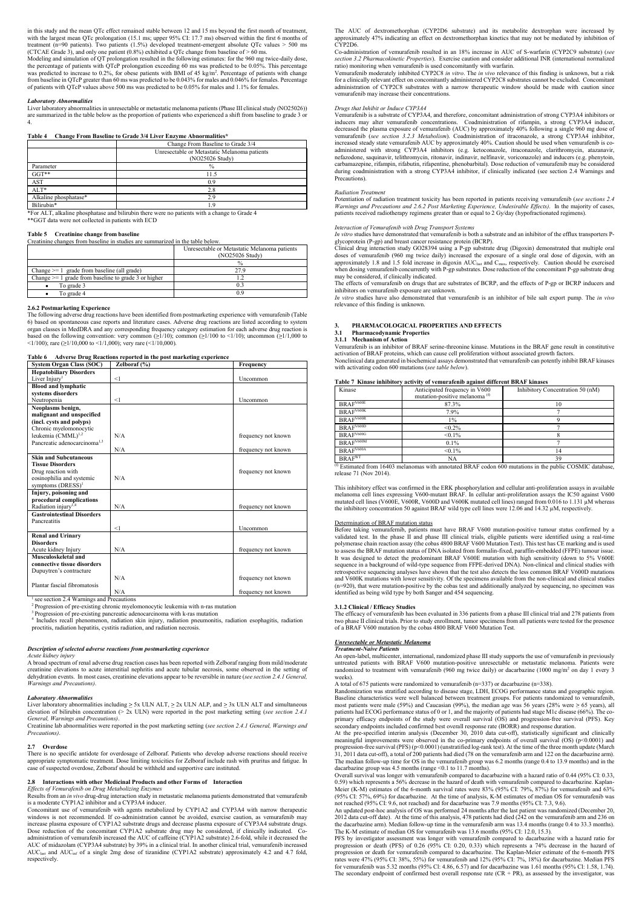in this study and the mean QTc effect remained stable between 12 and 15 ms beyond the first month of treatment, with the largest mean QTc prolongation (15.1 ms; upper 95% CI: 17.7 ms) observed within the first 6 months of treatment (n=90 patients). Two patients (1.5%) developed treatment-emergent absolute QTc values > 500 ms (CTCAE Grade 3), and only one patient (0.8%) exhibited a QTc change from baseline of > 60 ms.

Modeling and simulation of QT prolongation resulted in the following estimates: for the 960 mg twice-daily dose, the percentage of patients with QTcP prolongation exceeding 60 ms was predicted to be 0.05%. This percentage was predicted to increase to 0.2%, for obese patients with BMI of 45 kg/m$^2$. Percentage of patients with change from baseline in QTcP greater than 60 ms was predicted to be 0.043% for males and 0.046% for females. Percentage of patients with QTcP values above 500 ms was predicted to be 0.05% for males and 1.1% for females.

### *Laboratory Abnormalities*

Liver laboratory abnormalities in unresectable or metastatic melanoma patients (Phase III clinical study (NO25026)) are summarized in the table below as the proportion of patients who experienced a shift from baseline to grade 3 or 4.

**Table 4 Change From Baseline to Grade 3/4 Liver Enzyme Abnormalities***

| | Change From Baseline to Grade 3/4 |
|---|---|
| | Unresectable or Metastatic Melanoma patients (NO25026 Study) |
| Parameter | % |
| GGT** | 11.5 |
| AST | 0.9 |
| ALT* | 2.8 |
| Alkaline phosphatase* | 2.9 |
| Bilirubin* | 1.9 |

*For ALT, alkaline phosphatase and bilirubin there were no patients with a change to Grade 4
**GGT data were not collected in patients with ECD

**Table 5 Creatinine change from baseline**

Creatinine changes from baseline in studies are summarized in the table below.

| | Unresectable or Metastatic Melanoma patients (NO25026 Study) |
|---|---|
| | % |
| Change >= 1 grade from baseline (all grade) | 27.9 |
| Change >= 1 grade from baseline to grade 3 or higher | 1.2 |
| • To grade 3 | 0.3 |
| • To grade 4 | 0.9 |

### 2.6.2 Postmarketing Experience

The following adverse drug reactions have been identified from postmarketing experience with vemurafenib (Table 6) based on spontaneous case reports and literature cases. Adverse drug reactions are listed according to system organ classes in MedDRA and any corresponding frequency category estimation for each adverse drug reaction is based on the following convention: very common (≥1/10); common (≥1/100 to <1/10); uncommon (≥1/1,000 to <1/100); rare (≥1/10,000 to <1/1,000); very rare (<1/10,000).

**Table 6 Adverse Drug Reactions reported in the post marketing experience**

| System Organ Class (SOC) | Zelboraf (%) | Frequency |
|---|---|---|
| **Hepatobiliary Disorders** | | |
| Liver Injury[1] | <1 | Uncommon |
| **Blood and lymphatic systems disorders** | | |
| Neutropenia | <1 | Uncommon |
| **Neoplasms benign, malignant and unspecified (incl. cysts and polyps)** | | |
| Chronic myelomonocytic leukemia (CMML)[1,2] | N/A | frequency not known |
| Pancreatic adenocarcinoma[1,3] | N/A | frequency not known |
| **Skin and Subcutaneous Tissue Disorders** | | |
| Drug reaction with eosinophilia and systemic symptoms (DRESS)[1] | N/A | frequency not known |
| **Injury, poisoning and procedural complications** | | |
| Radiation injury[1,4] | N/A | frequency not known |
| **Gastrointestinal Disorders** | | |
| Pancreatitis | <1 | Uncommon |
| **Renal and Urinary Disorders** | | |
| Acute kidney Injury | N/A | frequency not known |
| **Musculoskeletal and connective tissue disorders** | | |
| Dupuytren's contracture | N/A | frequency not known |
| Plantar fascial fibromatosis | N/A | frequency not known |

[1] see section 2.4 Warnings and Precautions
[2] Progression of pre-existing chronic myelomonocytic leukemia with n-ras mutation
[3] Progression of pre-existing pancreatic adenocarcinoma with k-ras mutation
[4] Includes recall phenomenon, radiation skin injury, radiation injury, radiation pneumonitis, radiation esophagitis, radiation proctitis, radiation hepatitis, cystitis radiation, and radiation necrosis.

### *Description of selected adverse reactions from postmarketing experience*

*Acute kidney injury*

A broad spectrum of renal adverse drug reaction cases has been reported with Zelboraf ranging from mild/moderate creatinine elevations to acute interstitial nephritis and acute tubular necrosis, some observed in the setting of dehydration events. In most cases, creatinine elevations appear to be reversible in nature (*see section 2.4.1 General, Warnings and Precautions)*.

### *Laboratory Abnormalities*

Liver laboratory abnormalities including ≥ 5x ULN ALT, ≥ 2x ULN ALP, and ≥ 3x ULN ALT and simultaneous elevation of bilirubin concentration (> 2x ULN) were reported in the post marketing setting (*see section 2.4.1 General, Warnings and Precautions)*.

Creatinine lab abnormalities were reported in the post marketing setting (*see section 2.4.1 General, Warnings and Precautions)*.

### 2.7 Overdose

There is no specific antidote for overdosage of Zelboraf. Patients who develop adverse reactions should receive appropriate symptomatic treatment. Dose limiting toxicities for Zelboraf include rash with pruritus and fatigue. In case of suspected overdose, Zelboraf should be withheld and supportive care instituted.

### 2.8 Interactions with other Medicinal Products and other Forms of Interaction

*Effects of Vemurafenib on Drug Metabolizing Enzymes*

Results from an *in vivo* drug-drug interaction study in metastatic melanoma patients demonstrated that vemurafenib is a moderate CYP1A2 inhibitor and a CYP3A4 inducer.

Concomitant use of vemurafenib with agents metabolized by CYP1A2 and CYP3A4 with narrow therapeutic windows is not recommended. If co-administration cannot be avoided, exercise caution, as vemurafenib may increase plasma exposure of CYP1A2 substrate drugs and decrease plasma exposure of CYP3A4 substrate drugs. Dose reduction of the concomitant CYP1A2 substrate drug may be considered, if clinically indicated. Co-administration of vemurafenib increased the AUC of caffeine (CYP1A2 substrate) 2.6-fold, while it decreased the AUC of midazolam (CYP3A4 substrate) by 39% in a clinical trial. In another clinical trial, vemurafenib increased $AUC_{last}$ and $AUC_{inf}$ of a single 2mg dose of tizanidine (CYP1A2 substrate) approximately 4.2 and 4.7 fold, respectively.

The AUC of dextromethorphan (CYP2D6 substrate) and its metabolite dextrorphan were increased by approximately 47% indicating an effect on dextromethorphan kinetics that may not be mediated by inhibition of CYP2D6.

Co-administration of vemurafenib resulted in an 18% increase in AUC of S-warfarin (CYP2C9 substrate) (*see section 3.2 Pharmacokinetic Properties*). Exercise caution and consider additional INR (international normalized ratio) monitoring when vemurafenib is used concomitantly with warfarin.

Vemurafenib moderately inhibited CYP2C8 *in vitro*. The *in vivo* relevance of this finding is unknown, but a risk for a clinically relevant effect on concomitantly administered CYP2C8 substrates cannot be excluded. Concomitant administration of CYP2C8 substrates with a narrow therapeutic window should be made with caution since vemurafenib may increase their concentrations.

*Drugs that Inhibit or Induce CYP3A4*

Vemurafenib is a substrate of CYP3A4, and therefore, concomitant administration of strong CYP3A4 inhibitors or inducers may alter vemurafenib concentrations. Coadministration of rifampin, a strong CYP3A4 inducer, decreased the plasma exposure of vemurafenib (AUC) by approximately 40% following a single 960 mg dose of vemurafenib (*see section 3.2.3 Metabolism*). Coadministration of itraconazole, a strong CYP3A4 inhibitor, increased steady state vemurafenib AUC by approximately 40%. Caution should be used when vemurafenib is co-administered with strong CYP3A4 inhibitors (e.g. ketoconazole, itraconazole, clarithromycin, atazanavir, nefazodone, saquinavir, telithromycin, ritonavir, indinavir, nelfinavir, voriconazole) and inducers (e.g. phenytoin, carbamazepine, rifampin, rifabutin, rifapentine, phenobarbital). Dose reduction of vemurafenib may be considered during coadministration with a strong CYP3A4 inhibitor, if clinically indicated (see section 2.4 Warnings and Precautions).

*Radiation Treatment*

Potentiation of radiation treatment toxicity has been reported in patients receiving vemurafenib (*see sections 2.4 Warnings and Precautions and 2.6.2 Post Marketing Experience, Undesirable Effects)*. In the majority of cases, patients received radiotherapy regimens greater than or equal to 2 Gy/day (hypofractionated regimens).

*Interaction of Vemurafenib with Drug Transport Systems*

*In vitro* studies have demonstrated that vemurafenib is both a substrate and an inhibitor of the efflux transporters P-glycoprotein (P-gp) and breast cancer resistance protein (BCRP).

Clinical drug interaction study GO28394 using a P-gp substrate drug (Digoxin) demonstrated that multiple oral doses of vemurafenib (960 mg twice daily) increased the exposure of a single oral dose of digoxin, with an approximately 1.8 and 1.5 fold increase in digoxin $AUC_{last}$ and $C_{max}$, respectively. Caution should be exercised when dosing vemurafenib concurrently with P-gp substrates. Dose reduction of the concomitant P-gp substrate drug may be considered, if clinically indicated.

The effects of vemurafenib on drugs that are substrates of BCRP, and the effects of P-gp or BCRP inducers and inhibitors on vemurafenib exposure are unknown.

*In vitro* studies have also demonstrated that vemurafenib is an inhibitor of bile salt export pump. The *in vivo* relevance of this finding is unknown.

## 3. PHARMACOLOGICAL PROPERTIES AND EFFECTS

### 3.1 Pharmacodynamic Properties

#### 3.1.1 Mechanism of Action

Vemurafenib is an inhibitor of BRAF serine-threonine kinase. Mutations in the BRAF gene result in constitutive activation of BRAF proteins, which can cause cell proliferation without associated growth factors.

Nonclinical data generated in biochemical assays demonstrated that vemurafenib can potently inhibit BRAF kinases with activating codon 600 mutations (*see table below*).

**Table 7 Kinase inhibitory activity of vemurafenib against different BRAF kinases**

| Kinase | Anticipated frequency in V600 mutation-positive melanoma [(t)] | Inhibitory Concentration 50 (nM) |
|---|---|---|
| $BRAF^{V600E}$ | 87.3% | 10 |
| $BRAF^{V600K}$ | 7.9% | 7 |
| $BRAF^{V600R}$ | 1% | 9 |
| $BRAF^{V600D}$ | <0.2% | 7 |
| $BRAF^{V600G}$ | <0.1% | 8 |
| $BRAF^{V600M}$ | 0.1% | 7 |
| $BRAF^{V600A}$ | <0.1% | 14 |
| $BRAF^{WT}$ | NA | 39 |

[(t)] Estimated from 16403 melanomas with annotated BRAF codon 600 mutations in the public COSMIC database, release 71 (Nov 2014).

This inhibitory effect was confirmed in the ERK phosphorylation and cellular anti-proliferation assays in available melanoma cell lines expressing V600-mutant BRAF. In cellular anti-proliferation assays the IC50 against V600 mutated cell lines (V600E, V600R, V600D and V600K mutated cell lines) ranged from 0.016 to 1.131 μM whereas the inhibitory concentration 50 against BRAF wild type cell lines were 12.06 and 14.32 μM, respectively.

Determination of BRAF mutation status

Before taking vemurafenib, patients must have BRAF V600 mutation-positive tumour status confirmed by a validated test. In the phase II and phase III clinical trials, eligible patients were identified using a real-time polymerase chain reaction assay (the cobas 4800 BRAF V600 Mutation Test). This test has CE marking and is used to assess the BRAF mutation status of DNA isolated from formalin-fixed, paraffin-embedded (FFPE) tumour issue. It was designed to detect the predominant BRAF V600E mutation with high sensitivity (down to 5% V600E sequence in a background of wild-type sequence from FFPE-derived DNA). Non-clinical and clinical studies with retrospective sequencing analyses have shown that the test also detects the less common BRAF V600D mutations and V600K mutations with lower sensitivity. Of the specimens available from the non-clinical and clinical studies (n=920), that were mutation-positive by the cobas test and additionally analyzed by sequencing, no specimen was identified as being wild type by both Sanger and 454 sequencing.

#### 3.1.2 Clinical / Efficacy Studies

The efficacy of vemurafenib has been evaluated in 336 patients from a phase III clinical trial and 278 patients from two phase II clinical trials. Prior to study enrollment, tumor specimens from all patients were tested for the presence of a BRAF V600 mutation by the cobas 4800 BRAF V600 Mutation Test.

***Unresectable or Metastatic Melanoma***

*Treatment-Naive Patients*

An open-label, multicenter, international, randomized phase III study supports the use of vemurafenib in previously untreated patients with BRAF V600 mutation-positive unresectable or metastatic melanoma. Patients were randomized to treatment with vemurafenib (960 mg twice daily) or dacarbazine (1000 mg/m$^2$ on day 1 every 3 weeks).

A total of 675 patients were randomized to vemurafenib (n=337) or dacarbazine (n=338).

Randomization was stratified according to disease stage, LDH, ECOG performance status and geographic region. Baseline characteristics were well balanced between treatment groups. For patients randomized to vemurafenib, most patients were male (59%) and Caucasian (99%), the median age was 56 years (28% were > 65 years), all patients had ECOG performance status of 0 or 1, and the majority of patients had stage M1c disease (66%). The co-primary efficacy endpoints of the study were overall survival (OS) and progression-free survival (PFS). Key secondary endpoints included confirmed best overall response rate (BORR) and response duration.

At the pre-specified interim analysis (December 30, 2010 data cut-off), statistically significant and clinically meaningful improvements were observed in the co-primary endpoints of overall survival (p<0.0001) and progression-free survival (PFS) (p<0.0001) (unstratified log-rank test). At the time of the three month update (March 31, 2011 data cut-off), a total of 200 patients had died (78 on the vemurafenib arm and 122 on the dacarbazine arm). The median follow-up time for OS in the vemurafenib group was 6.2 months (range 0.4 to 13.9 months) and in the dacarbazine group was 4.5 months (range <0.1 to 11.7 months).

Overall survival was longer with vemurafenib compared to dacarbazine with a hazard ratio of 0.44 (95% CI: 0.33, 0.59) which represents a 56% decrease in the hazard of death with vemurafenib compared to dacarbazine. Kaplan-Meier (K-M) estimates of the 6-month survival rates were 83% (95% CI: 79%, 87%) for vemurafenib and 63% (95% CI: 57%, 69%) for dacarbazine. At the time of analysis, K-M estimates of median OS for vemurafenib was not reached (95% CI: 9.6, not reached) and for dacarbazine was 7.9 months (95% CI: 7.3, 9.6).

An updated post-hoc analysis of OS was performed 24 months after the last patient was randomized (December 20, 2012 data cut-off date). At the time of this analysis, 478 patients had died (242 on the vemurafenib arm and 236 on the dacarbazine arm). Median follow-up time in the vemurafenib arm was 13.4 months (range 0.4 to 33.3 months). The K-M estimate of median OS for vemurafenib was 13.6 months (95% CI: 12.0, 15.3).

PFS by investigator assessment was longer with vemurafenib compared to dacarbazine with a hazard ratio for progression or death (PFS) of 0.26 (95% CI: 0.20, 0.33) which represents a 74% decrease in the hazard of progression or death for vemurafenib compared to dacarbazine. The Kaplan-Meier estimate of the 6-month PFS rates were 47% (95% CI: 38%, 55%) for vemurafenib and 12% (95% CI: 7%, 18%) for dacarbazine. Median PFS for vemurafenib was 5.32 months (95% CI: 4.86, 6.57) and for dacarbazine was 1.61 months (95% CI: 1.58, 1.74). The secondary endpoint of confirmed best overall response rate (CR + PR), as assessed by the investigator, was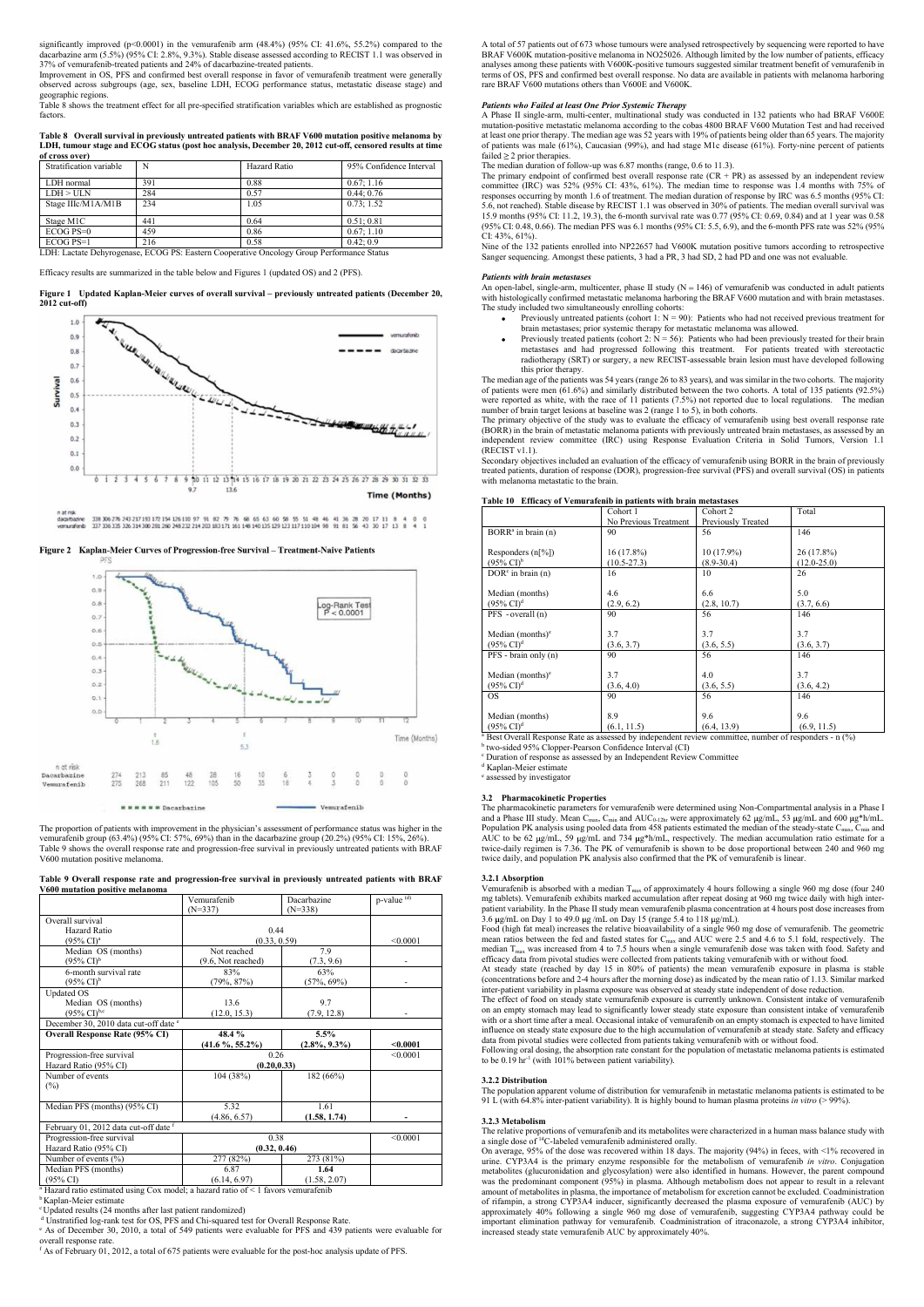significantly improved (p<0.0001) in the vemurafenib arm (48.4%) (95% CI: 41.6%, 55.2%) compared to the dacarbazine arm (5.5%) (95% CI: 2.8%, 9.3%). Stable disease assessed according to RECIST 1.1 was observed in 37% of vemurafenib-treated patients and 24% of dacarbazine-treated patients.

Improvement in OS, PFS and confirmed best overall response in favor of vemurafenib treatment were generally observed across subgroups (age, sex, baseline LDH, ECOG performance status, metastatic disease stage) and geographic regions.

Table 8 shows the treatment effect for all pre-specified stratification variables which are established as prognostic factors.

**Table 8 Overall survival in previously untreated patients with BRAF V600 mutation positive melanoma by LDH, tumour stage and ECOG status (post hoc analysis, December 20, 2012 cut-off, censored results at time of cross over)**

| Stratification variable | N | Hazard Ratio | 95% Confidence Interval |
|---|---|---|---|
| LDH normal | 391 | 0.88 | 0.67; 1.16 |
| LDH > ULN | 284 | 0.57 | 0.44; 0.76 |
| Stage IIIc/M1A/M1B | 234 | 1.05 | 0.73; 1.52 |
| Stage M1C | 441 | 0.64 | 0.51; 0.81 |
| ECOG PS=0 | 459 | 0.86 | 0.67; 1.10 |
| ECOG PS=1 | 216 | 0.58 | 0.42; 0.9 |

LDH: Lactate Dehyrogenase, ECOG PS: Eastern Cooperative Oncology Group Performance Status

Efficacy results are summarized in the table below and Figures 1 (updated OS) and 2 (PFS).

**Figure 1 Updated Kaplan-Meier curves of overall survival – previously untreated patients (December 20, 2012 cut-off)**

**Figure 2 Kaplan-Meier Curves of Progression-free Survival – Treatment-Naive Patients**

The proportion of patients with improvement in the physician's assessment of performance status was higher in the vemurafenib group (63.4%) (95% CI: 57%, 69%) than in the dacarbazine group (20.2%) (95% CI: 15%, 26%). Table 9 shows the overall response rate and progression-free survival in previously untreated patients with BRAF V600 mutation positive melanoma.

**Table 9 Overall response rate and progression-free survival in previously untreated patients with BRAF V600 mutation positive melanoma**

| | Vemurafenib (N=337) | Dacarbazine (N=338) | p-value [(d)] |
|---|---|---|---|
| Overall survival Hazard Ratio (95% CI)[a] | 0.44 (0.33, 0.59) | | <0.0001 |
| Median OS (months) (95% CI)[b] | Not reached (9.6, Not reached) | 7.9 (7.3, 9.6) | - |
| 6-month survival rate (95% CI)[b] | 83% (79%, 87%) | 63% (57%, 69%) | - |
| Updated OS Median OS (months) (95% CI)[b,c] | 13.6 (12.0, 15.3) | 9.7 (7.9, 12.8) | - |
| December 30, 2010 data cut-off date [e] | | | |
| **Overall Response Rate (95% CI)** | **48.4 % (41.6 %, 55.2%)** | **5.5% (2.8%, 9.3%)** | **<0.0001** |
| Progression-free survival Hazard Ratio (95% CI) | **0.26 (0.20,0.33)** | | <0.0001 |
| Number of events (%) | 104 (38%) | 182 (66%) | |
| Median PFS (months) (95% CI) | 5.32 (4.86, 6.57) | 1.61 **(1.58, 1.74)** | **-** |
| February 01, 2012 data cut-off date [f] | | | |
| Progression-free survival Hazard Ratio (95% CI) | 0.38 (0.32, 0.46) | | <0.0001 |
| Number of events (%) | 277 (82%) | 273 (81%) | |
| Median PFS (months) (95% CI) | 6.87 (6.14, 6.97) | **1.64** (1.58, 2.07) | |

[a] Hazard ratio estimated using Cox model; a hazard ratio of < 1 favors vemurafenib
[b] Kaplan-Meier estimate
[c] Updated results (24 months after last patient randomized)
[d] Unstratified log-rank test for OS, PFS and Chi-squared test for Overall Response Rate.
[e] As of December 30, 2010, a total of 549 patients were evaluable for PFS and 439 patients were evaluable for overall response rate.
[f] As of February 01, 2012, a total of 675 patients were evaluable for the post-hoc analysis update of PFS.

A total of 57 patients out of 673 whose tumours were analysed retrospectively by sequencing were reported to have BRAF V600K mutation-positive melanoma in NO25026. Although limited by the low number of patients, efficacy analyses among these patients with V600K-positive tumours suggested similar treatment benefit of vemurafenib in terms of OS, PFS and confirmed best overall response. No data are available in patients with melanoma harboring rare BRAF V600 mutations other than V600E and V600K.

***Patients who Failed at least One Prior Systemic Therapy***

A Phase II single-arm, multi-center, multinational study was conducted in 132 patients who had BRAF V600E mutation-positive metastatic melanoma according to the cobas 4800 BRAF V600 Mutation Test and had received at least one prior therapy. The median age was 52 years with 19% of patients being older than 65 years. The majority of patients was male (61%), Caucasian (99%), and had stage M1c disease (61%). Forty-nine percent of patients failed ≥ 2 prior therapies.

The median duration of follow-up was 6.87 months (range, 0.6 to 11.3).

The primary endpoint of confirmed best overall response rate (CR + PR) as assessed by an independent review committee (IRC) was 52% (95% CI: 43%, 61%). The median time to response was 1.4 months with 75% of responses occurring by month 1.6 of treatment. The median duration of response by IRC was 6.5 months (95% CI: 5.6, not reached). Stable disease by RECIST 1.1 was observed in 30% of patients. The median overall survival was 15.9 months (95% CI: 11.2, 19.3), the 6-month survival rate was 0.77 (95% CI: 0.69, 0.84) and at 1 year was 0.58 (95% CI: 0.48, 0.66). The median PFS was 6.1 months (95% CI: 5.5, 6.9), and the 6-month PFS rate was 52% (95% CI: 43%, 61%).

Nine of the 132 patients enrolled into NP22657 had V600K mutation-positive tumors according to retrospective Sanger sequencing. Amongst these patients, 3 had a PR, 3 had SD, 2 had PD and one was not evaluable.

***Patients with brain metastases***

An open-label, single-arm, multicenter, phase II study (N = 146) of vemurafenib was conducted in adult patients with histologically confirmed metastatic melanoma harboring the BRAF V600 mutation and with brain metastases. The study included two simultaneously enrolling cohorts:

- Previously untreated patients (cohort 1: N = 90): Patients who had not received previous treatment for brain metastases; prior systemic therapy for metastatic melanoma was allowed.
- Previously treated patients (cohort 2: N = 56): Patients who had been previously treated for their brain metastases and had progressed following this treatment. For patients treated with stereotactic radiotherapy (SRT) or surgery, a new RECIST-assessable brain lesion must have developed following this prior therapy.

The median age of the patients was 54 years (range 26 to 83 years), and was similar in the two cohorts. The majority of patients were men (61.6%) and similarly distributed between the two cohorts. A total of 135 patients (92.5%) were reported as white, with the race of 11 patients (7.5%) not reported due to local regulations. The median number of brain target lesions at baseline was 2 (range 1 to 5), in both cohorts.

The primary objective of the study was to evaluate the efficacy of vemurafenib using best overall response rate (BORR) in the brain of metastatic melanoma patients with previously untreated brain metastases, as assessed by an independent review committee (IRC) using Response Evaluation Criteria in Solid Tumors, Version 1.1 (RECIST v1.1).

Secondary objectives included an evaluation of the efficacy of vemurafenib using BORR in the brain of previously treated patients, duration of response (DOR), progression-free survival (PFS) and overall survival (OS) in patients with melanoma metastatic to the brain.

**Table 10 Efficacy of Vemurafenib in patients with brain metastases**

| | Cohort 1 No Previous Treatment | Cohort 2 Previously Treated | Total |
|---|---|---|---|
| BORR[a] in brain (n) | 90 | 56 | 146 |
| Responders (n[%]) (95% CI)[b] | 16 (17.8%) (10.5-27.3) | 10 (17.9%) (8.9-30.4) | 26 (17.8%) (12.0-25.0) |
| DOR[c] in brain (n) | 16 | 10 | 26 |
| Median (months) (95% CI)[d] | 4.6 (2.9, 6.2) | 6.6 (2.8, 10.7) | 5.0 (3.7, 6.6) |
| PFS - overall (n) | 90 | 56 | 146 |
| Median (months)[e] (95% CI)[d] | 3.7 (3.6, 3.7) | 3.7 (3.6, 5.5) | 3.7 (3.6, 3.7) |
| PFS - brain only (n) | 90 | 56 | 146 |
| Median (months)[e] (95% CI)[d] | 3.7 (3.6, 4.0) | 4.0 (3.6, 5.5) | 3.7 (3.6, 4.2) |
| OS | 90 | 56 | 146 |
| Median (months) (95% CI)[d] | 8.9 (6.1, 11.5) | 9.6 (6.4, 13.9) | 9.6 (6.9, 11.5) |

[a] Best Overall Response Rate as assessed by independent review committee, number of responders - n (%)
[b] two-sided 95% Clopper-Pearson Confidence Interval (CI)
[c] Duration of response as assessed by an Independent Review Committee
[d] Kaplan-Meier estimate
[e] assessed by investigator

### 3.2 Pharmacokinetic Properties

The pharmacokinetic parameters for vemurafenib were determined using Non-Compartmental analysis in a Phase I and a Phase III study. Mean $C_{max}$, $C_{min}$ and $AUC_{0-12hr}$ were approximately 62 μg/mL, 53 μg/mL and 600 μg*h/mL. Population PK analysis using pooled data from 458 patients estimated the median of the steady-state $C_{max}$, $C_{min}$ and AUC to be 62 μg/mL, 59 μg/mL and 734 μg*h/mL, respectively. The median accumulation ratio estimate for a twice-daily regimen is 7.36. The PK of vemurafenib is shown to be dose proportional between 240 and 960 mg twice daily, and population PK analysis also confirmed that the PK of vemurafenib is linear.

#### 3.2.1 Absorption

Vemurafenib is absorbed with a median $T_{max}$ of approximately 4 hours following a single 960 mg dose (four 240 mg tablets). Vemurafenib exhibits marked accumulation after repeat dosing at 960 mg twice daily with high inter-patient variability. In the Phase II study mean vemurafenib plasma concentration at 4 hours post dose increases from 3.6 μg/mL on Day 1 to 49.0 μg /mL on Day 15 (range 5.4 to 118 μg/mL).

Food (high fat meal) increases the relative bioavailability of a single 960 mg dose of vemurafenib. The geometric mean ratios between the fed and fasted states for $C_{max}$ and AUC were 2.5 and 4.6 to 5.1 fold, respectively. The median $T_{max}$ was increased from 4 to 7.5 hours when a single vemurafenib dose was taken with food. Safety and efficacy data from pivotal studies were collected from patients taking vemurafenib with or without food.

At steady state (reached by day 15 in 80% of patients) the mean vemurafenib exposure in plasma is stable (concentrations before and 2-4 hours after the morning dose) as indicated by the mean ratio of 1.13. Similar marked inter-patient variability in plasma exposure was observed at steady state independent of dose reduction.

The effect of food on steady state vemurafenib exposure is currently unknown. Consistent intake of vemurafenib on an empty stomach may lead to significantly lower steady state exposure than consistent intake of vemurafenib with or a short time after a meal. Occasional intake of vemurafenib on an empty stomach is expected to have limited influence on steady state exposure due to the high accumulation of vemurafenib at steady state. Safety and efficacy data from pivotal studies were collected from patients taking vemurafenib with or without food.

Following oral dosing, the absorption rate constant for the population of metastatic melanoma patients is estimated to be 0.19 $hr^{-1}$ (with 101% between patient variability).

#### 3.2.2 Distribution

The population apparent volume of distribution for vemurafenib in metastatic melanoma patients is estimated to be 91 L (with 64.8% inter-patient variability). It is highly bound to human plasma proteins *in vitro* (> 99%).

#### 3.2.3 Metabolism

The relative proportions of vemurafenib and its metabolites were characterized in a human mass balance study with a single dose of $^{14}$C-labeled vemurafenib administered orally.

On average, 95% of the dose was recovered within 18 days. The majority (94%) in feces, with <1% recovered in urine. CYP3A4 is the primary enzyme responsible for the metabolism of vemurafenib *in vitro*. Conjugation metabolites (glucuronidation and glycosylation) were also identified in humans. However, the parent compound was the predominant component (95%) in plasma. Although metabolism does not appear to result in a relevant amount of metabolites in plasma, the importance of metabolism for excretion cannot be excluded. Coadministration of rifampin, a strong CYP3A4 inducer, significantly decreased the plasma exposure of vemurafenib (AUC) by approximately 40% following a single 960 mg dose of vemurafenib, suggesting CYP3A4 pathway could be important elimination pathway for vemurafenib. Coadministration of itraconazole, a strong CYP3A4 inhibitor, increased steady state vemurafenib AUC by approximately 40%.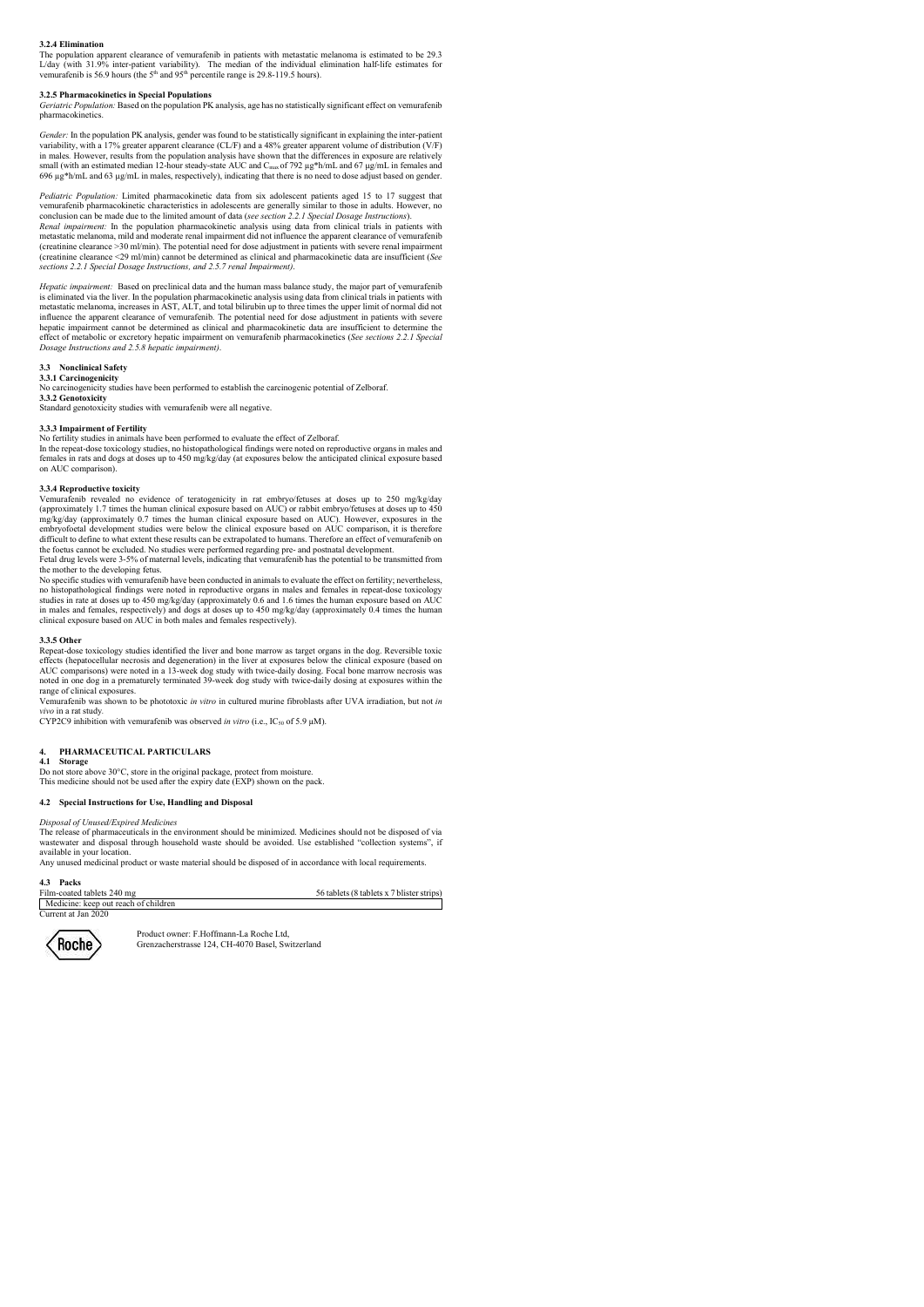### 3.2.4 Elimination

The population apparent clearance of vemurafenib in patients with metastatic melanoma is estimated to be 29.3 L/day (with 31.9% inter-patient variability). The median of the individual elimination half-life estimates for vemurafenib is 56.9 hours (the $5^{th}$ and $95^{th}$ percentile range is 29.8-119.5 hours).

### 3.2.5 Pharmacokinetics in Special Populations

*Geriatric Population:* Based on the population PK analysis, age has no statistically significant effect on vemurafenib pharmacokinetics.

*Gender:* In the population PK analysis, gender was found to be statistically significant in explaining the inter-patient variability, with a 17% greater apparent clearance (CL/F) and a 48% greater apparent volume of distribution (V/F) in males. However, results from the population analysis have shown that the differences in exposure are relatively small (with an estimated median 12-hour steady-state AUC and $C_{max}$ of 792 μg*h/mL and 67 μg/mL in females and 696 μg*h/mL and 63 μg/mL in males, respectively), indicating that there is no need to dose adjust based on gender.

*Pediatric Population:* Limited pharmacokinetic data from six adolescent patients aged 15 to 17 suggest that vemurafenib pharmacokinetic characteristics in adolescents are generally similar to those in adults. However, no conclusion can be made due to the limited amount of data (*see section 2.2.1 Special Dosage Instructions*).

*Renal impairment:* In the population pharmacokinetic analysis using data from clinical trials in patients with metastatic melanoma, mild and moderate renal impairment did not influence the apparent clearance of vemurafenib (creatinine clearance >30 ml/min). The potential need for dose adjustment in patients with severe renal impairment (creatinine clearance <29 ml/min) cannot be determined as clinical and pharmacokinetic data are insufficient (*See sections 2.2.1 Special Dosage Instructions, and 2.5.7 renal Impairment)*.

*Hepatic impairment:* Based on preclinical data and the human mass balance study, the major part of vemurafenib is eliminated via the liver. In the population pharmacokinetic analysis using data from clinical trials in patients with metastatic melanoma, increases in AST, ALT, and total bilirubin up to three times the upper limit of normal did not influence the apparent clearance of vemurafenib. The potential need for dose adjustment in patients with severe hepatic impairment cannot be determined as clinical and pharmacokinetic data are insufficient to determine the effect of metabolic or excretory hepatic impairment on vemurafenib pharmacokinetics (*See sections 2.2.1 Special Dosage Instructions and 2.5.8 hepatic impairment)*.

## 3.3 Nonclinical Safety

### 3.3.1 Carcinogenicity

No carcinogenicity studies have been performed to establish the carcinogenic potential of Zelboraf.

### 3.3.2 Genotoxicity

Standard genotoxicity studies with vemurafenib were all negative.

### 3.3.3 Impairment of Fertility

No fertility studies in animals have been performed to evaluate the effect of Zelboraf.

In the repeat-dose toxicology studies, no histopathological findings were noted on reproductive organs in males and females in rats and dogs at doses up to 450 mg/kg/day (at exposures below the anticipated clinical exposure based on AUC comparison).

### 3.3.4 Reproductive toxicity

Vemurafenib revealed no evidence of teratogenicity in rat embryo/fetuses at doses up to 250 mg/kg/day (approximately 1.7 times the human clinical exposure based on AUC) or rabbit embryo/fetuses at doses up to 450 mg/kg/day (approximately 0.7 times the human clinical exposure based on AUC). However, exposures in the embryofoetal development studies were below the clinical exposure based on AUC comparison, it is therefore difficult to define to what extent these results can be extrapolated to humans. Therefore an effect of vemurafenib on the foetus cannot be excluded. No studies were performed regarding pre- and postnatal development.

Fetal drug levels were 3-5% of maternal levels, indicating that vemurafenib has the potential to be transmitted from the mother to the developing fetus.

No specific studies with vemurafenib have been conducted in animals to evaluate the effect on fertility; nevertheless, no histopathological findings were noted in reproductive organs in males and females in repeat-dose toxicology studies in rate at doses up to 450 mg/kg/day (approximately 0.6 and 1.6 times the human exposure based on AUC in males and females, respectively) and dogs at doses up to 450 mg/kg/day (approximately 0.4 times the human clinical exposure based on AUC in both males and females respectively).

### 3.3.5 Other

Repeat-dose toxicology studies identified the liver and bone marrow as target organs in the dog. Reversible toxic effects (hepatocellular necrosis and degeneration) in the liver at exposures below the clinical exposure (based on AUC comparisons) were noted in a 13-week dog study with twice-daily dosing. Focal bone marrow necrosis was noted in one dog in a prematurely terminated 39-week dog study with twice-daily dosing at exposures within the range of clinical exposures.

Vemurafenib was shown to be phototoxic *in vitro* in cultured murine fibroblasts after UVA irradiation, but not *in vivo* in a rat study.

CYP2C9 inhibition with vemurafenib was observed *in vitro* (i.e., $IC_{50}$ of 5.9 μM).

# 4. PHARMACEUTICAL PARTICULARS

## 4.1 Storage

Do not store above 30°C, store in the original package, protect from moisture.

This medicine should not be used after the expiry date (EXP) shown on the pack.

## 4.2 Special Instructions for Use, Handling and Disposal

*Disposal of Unused/Expired Medicines*

The release of pharmaceuticals in the environment should be minimized. Medicines should not be disposed of via wastewater and disposal through household waste should be avoided. Use established "collection systems", if available in your location.

Any unused medicinal product or waste material should be disposed of in accordance with local requirements.

## 4.3 Packs

Film-coated tablets 240 mg — 56 tablets (8 tablets x 7 blister strips)

Medicine: keep out reach of children

Current at Jan 2020

Roche

Product owner: F.Hoffmann-La Roche Ltd,
Grenzacherstrasse 124, CH-4070 Basel, Switzerland